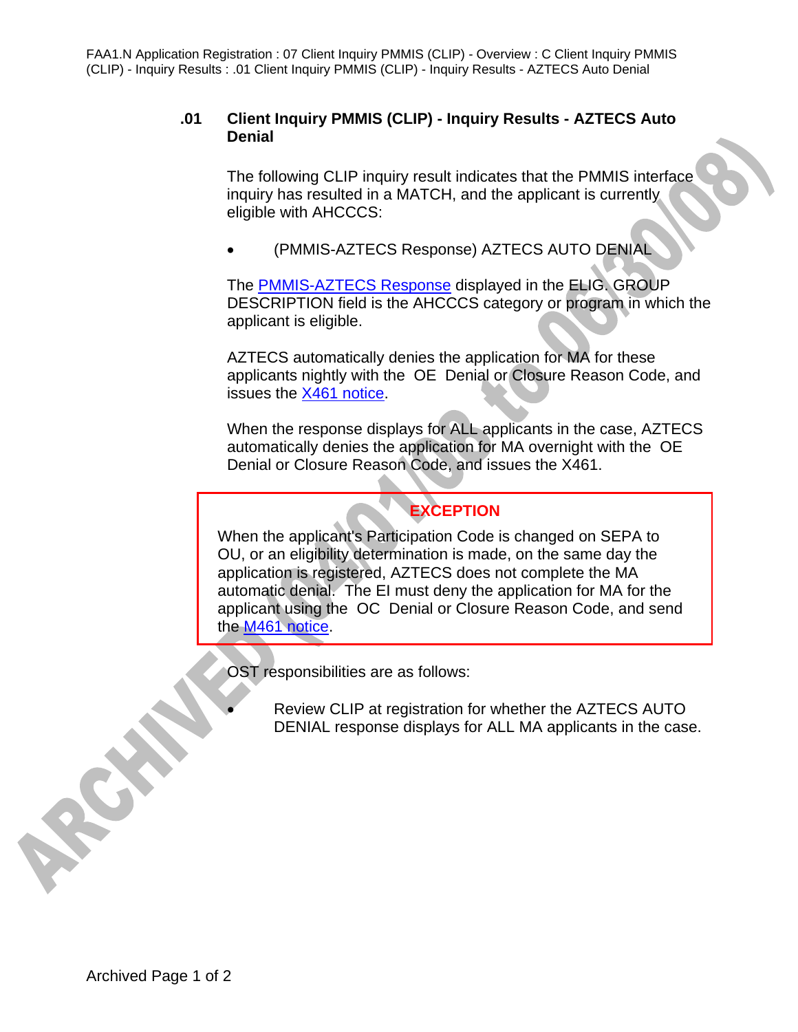## .01 Client Inquiry PMMIS (CLIP) - Inquiry Results - AZTECS Auto Denial

The following CLIP inquiry result indicates that the PMMIS interface inquiry has resulted in a MATCH, and the applicant is currently eligible with AHCCCS:

- (PMMIS-AZTECS Response) AZTECS AUTO DENIAL

The PMMIS-AZTECS Response displayed in the ELIG. GROUP DESCRIPTION field is the AHCCCS category or program in which the applicant is eligible.

AZTECS automatically denies the application for MA for these applicants nightly with the OE Denial or Closure Reason Code, and issues the X461 notice.

When the response displays for ALL applicants in the case, AZTECS automatically denies the application for MA overnight with the OE Denial or Closure Reason Code, and issues the X461.

> **EXCEPTION**
>
> When the applicant's Participation Code is changed on SEPA to OU, or an eligibility determination is made, on the same day the application is registered, AZTECS does not complete the MA automatic denial. The EI must deny the application for MA for the applicant using the OC Denial or Closure Reason Code, and send the M461 notice.

OST responsibilities are as follows:

- Review CLIP at registration for whether the AZTECS AUTO DENIAL response displays for ALL MA applicants in the case.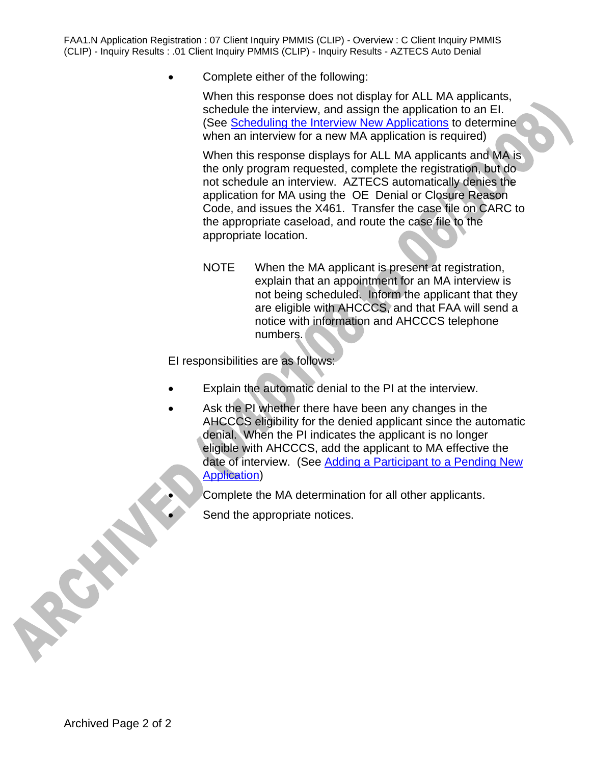- Complete either of the following:

  When this response does not display for ALL MA applicants, schedule the interview, and assign the application to an EI. (See [Scheduling the Interview New Applications] to determine when an interview for a new MA application is required)

  When this response displays for ALL MA applicants and MA is the only program requested, complete the registration, but do not schedule an interview. AZTECS automatically denies the application for MA using the OE Denial or Closure Reason Code, and issues the X461. Transfer the case file on CARC to the appropriate caseload, and route the case file to the appropriate location.

  NOTE When the MA applicant is present at registration, explain that an appointment for an MA interview is not being scheduled. Inform the applicant that they are eligible with AHCCCS, and that FAA will send a notice with information and AHCCCS telephone numbers.

EI responsibilities are as follows:

- Explain the automatic denial to the PI at the interview.
- Ask the PI whether there have been any changes in the AHCCCS eligibility for the denied applicant since the automatic denial. When the PI indicates the applicant is no longer eligible with AHCCCS, add the applicant to MA effective the date of interview. (See [Adding a Participant to a Pending New Application])
- Complete the MA determination for all other applicants.
- Send the appropriate notices.